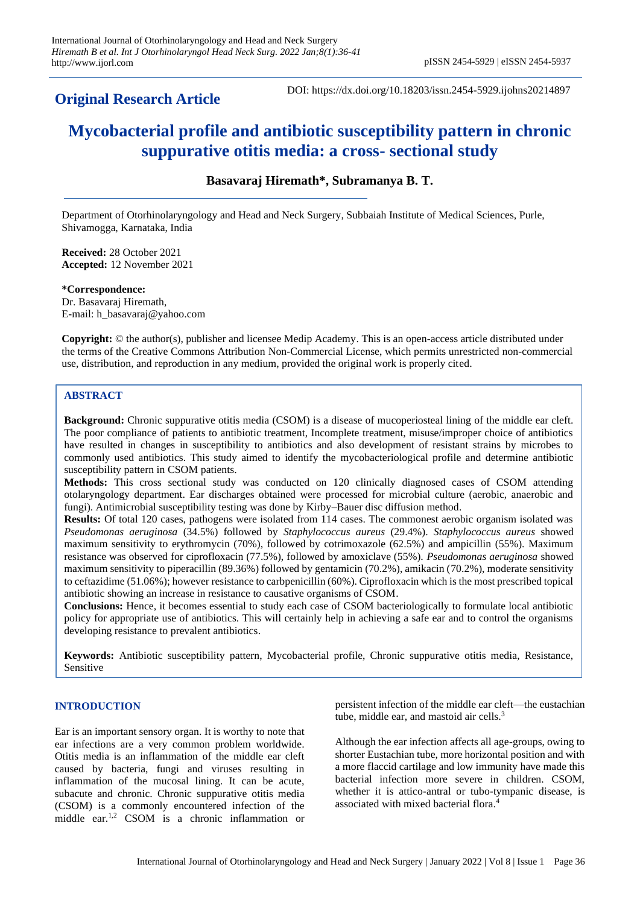**Original Research Article**

DOI: https://dx.doi.org/10.18203/issn.2454-5929.ijohns20214897

# Mycobacterial profile and antibiotic susceptibility pattern in chronic suppurative otitis media: a cross- sectional study

**Basavaraj Hiremath\*, Subramanya B. T.**

Department of Otorhinolaryngology and Head and Neck Surgery, Subbaiah Institute of Medical Sciences, Purle, Shivamogga, Karnataka, India

**Received:** 28 October 2021
**Accepted:** 12 November 2021

**\*Correspondence:**
Dr. Basavaraj Hiremath,
E-mail: h_basavaraj@yahoo.com

**Copyright:** © the author(s), publisher and licensee Medip Academy. This is an open-access article distributed under the terms of the Creative Commons Attribution Non-Commercial License, which permits unrestricted non-commercial use, distribution, and reproduction in any medium, provided the original work is properly cited.

## ABSTRACT

**Background:** Chronic suppurative otitis media (CSOM) is a disease of mucoperiosteal lining of the middle ear cleft. The poor compliance of patients to antibiotic treatment, Incomplete treatment, misuse/improper choice of antibiotics have resulted in changes in susceptibility to antibiotics and also development of resistant strains by microbes to commonly used antibiotics. This study aimed to identify the mycobacteriological profile and determine antibiotic susceptibility pattern in CSOM patients.

**Methods:** This cross sectional study was conducted on 120 clinically diagnosed cases of CSOM attending otolaryngology department. Ear discharges obtained were processed for microbial culture (aerobic, anaerobic and fungi). Antimicrobial susceptibility testing was done by Kirby–Bauer disc diffusion method.

**Results:** Of total 120 cases, pathogens were isolated from 114 cases. The commonest aerobic organism isolated was *Pseudomonas aeruginosa* (34.5%) followed by *Staphylococcus aureus* (29.4%). *Staphylococcus aureus* showed maximum sensitivity to erythromycin (70%), followed by cotrimoxazole (62.5%) and ampicillin (55%). Maximum resistance was observed for ciprofloxacin (77.5%), followed by amoxiclave (55%). *Pseudomonas aeruginosa* showed maximum sensitivity to piperacillin (89.36%) followed by gentamicin (70.2%), amikacin (70.2%), moderate sensitivity to ceftazidime (51.06%); however resistance to carbpenicillin (60%). Ciprofloxacin which is the most prescribed topical antibiotic showing an increase in resistance to causative organisms of CSOM.

**Conclusions:** Hence, it becomes essential to study each case of CSOM bacteriologically to formulate local antibiotic policy for appropriate use of antibiotics. This will certainly help in achieving a safe ear and to control the organisms developing resistance to prevalent antibiotics.

**Keywords:** Antibiotic susceptibility pattern, Mycobacterial profile, Chronic suppurative otitis media, Resistance, Sensitive

## INTRODUCTION

Ear is an important sensory organ. It is worthy to note that ear infections are a very common problem worldwide. Otitis media is an inflammation of the middle ear cleft caused by bacteria, fungi and viruses resulting in inflammation of the mucosal lining. It can be acute, subacute and chronic. Chronic suppurative otitis media (CSOM) is a commonly encountered infection of the middle ear.[1,2] CSOM is a chronic inflammation or persistent infection of the middle ear cleft—the eustachian tube, middle ear, and mastoid air cells.[3]

Although the ear infection affects all age-groups, owing to shorter Eustachian tube, more horizontal position and with a more flaccid cartilage and low immunity have made this bacterial infection more severe in children. CSOM, whether it is attico-antral or tubo-tympanic disease, is associated with mixed bacterial flora.[4]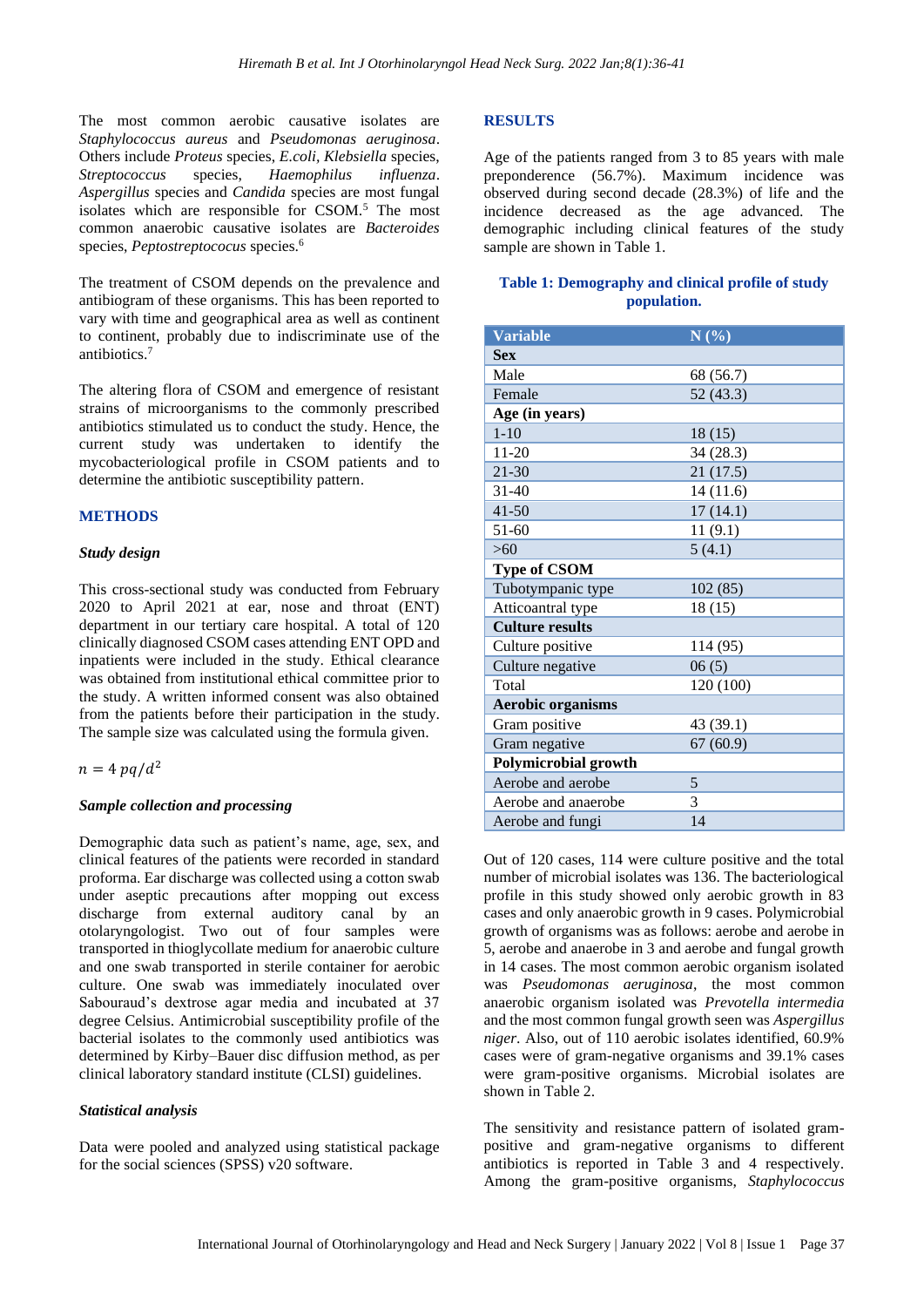The most common aerobic causative isolates are *Staphylococcus aureus* and *Pseudomonas aeruginosa*. Others include *Proteus* species, *E.coli*, *Klebsiella* species, *Streptococcus* species, *Haemophilus influenza*. *Aspergillus* species and *Candida* species are most fungal isolates which are responsible for CSOM.[5] The most common anaerobic causative isolates are *Bacteroides* species, *Peptostreptococus* species.[6]

The treatment of CSOM depends on the prevalence and antibiogram of these organisms. This has been reported to vary with time and geographical area as well as continent to continent, probably due to indiscriminate use of the antibiotics.[7]

The altering flora of CSOM and emergence of resistant strains of microorganisms to the commonly prescribed antibiotics stimulated us to conduct the study. Hence, the current study was undertaken to identify the mycobacteriological profile in CSOM patients and to determine the antibiotic susceptibility pattern.

## METHODS

### Study design

This cross-sectional study was conducted from February 2020 to April 2021 at ear, nose and throat (ENT) department in our tertiary care hospital. A total of 120 clinically diagnosed CSOM cases attending ENT OPD and inpatients were included in the study. Ethical clearance was obtained from institutional ethical committee prior to the study. A written informed consent was also obtained from the patients before their participation in the study. The sample size was calculated using the formula given.

$$n = 4\,pq/d^2$$

### Sample collection and processing

Demographic data such as patient's name, age, sex, and clinical features of the patients were recorded in standard proforma. Ear discharge was collected using a cotton swab under aseptic precautions after mopping out excess discharge from external auditory canal by an otolaryngologist. Two out of four samples were transported in thioglycollate medium for anaerobic culture and one swab transported in sterile container for aerobic culture. One swab was immediately inoculated over Sabouraud's dextrose agar media and incubated at 37 degree Celsius. Antimicrobial susceptibility profile of the bacterial isolates to the commonly used antibiotics was determined by Kirby–Bauer disc diffusion method, as per clinical laboratory standard institute (CLSI) guidelines.

### Statistical analysis

Data were pooled and analyzed using statistical package for the social sciences (SPSS) v20 software.

## RESULTS

Age of the patients ranged from 3 to 85 years with male preponderence (56.7%). Maximum incidence was observed during second decade (28.3%) of life and the incidence decreased as the age advanced. The demographic including clinical features of the study sample are shown in Table 1.

**Table 1: Demography and clinical profile of study population.**

| Variable | N (%) |
|---|---|
| **Sex** | |
| Male | 68 (56.7) |
| Female | 52 (43.3) |
| **Age (in years)** | |
| 1-10 | 18 (15) |
| 11-20 | 34 (28.3) |
| 21-30 | 21 (17.5) |
| 31-40 | 14 (11.6) |
| 41-50 | 17 (14.1) |
| 51-60 | 11 (9.1) |
| >60 | 5 (4.1) |
| **Type of CSOM** | |
| Tubotympanic type | 102 (85) |
| Atticoantral type | 18 (15) |
| **Culture results** | |
| Culture positive | 114 (95) |
| Culture negative | 06 (5) |
| Total | 120 (100) |
| **Aerobic organisms** | |
| Gram positive | 43 (39.1) |
| Gram negative | 67 (60.9) |
| **Polymicrobial growth** | |
| Aerobe and aerobe | 5 |
| Aerobe and anaerobe | 3 |
| Aerobe and fungi | 14 |

Out of 120 cases, 114 were culture positive and the total number of microbial isolates was 136. The bacteriological profile in this study showed only aerobic growth in 83 cases and only anaerobic growth in 9 cases. Polymicrobial growth of organisms was as follows: aerobe and aerobe in 5, aerobe and anaerobe in 3 and aerobe and fungal growth in 14 cases. The most common aerobic organism isolated was *Pseudomonas aeruginosa*, the most common anaerobic organism isolated was *Prevotella intermedia* and the most common fungal growth seen was *Aspergillus niger*. Also, out of 110 aerobic isolates identified, 60.9% cases were of gram-negative organisms and 39.1% cases were gram-positive organisms. Microbial isolates are shown in Table 2.

The sensitivity and resistance pattern of isolated gram-positive and gram-negative organisms to different antibiotics is reported in Table 3 and 4 respectively. Among the gram-positive organisms, *Staphylococcus*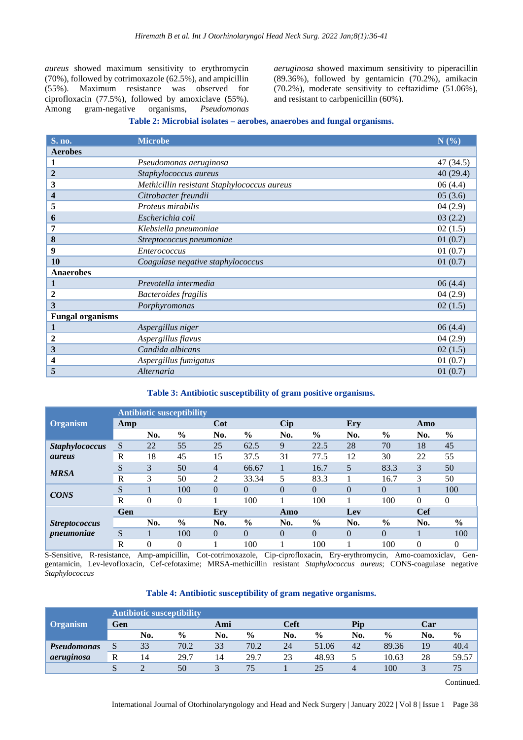*aureus* showed maximum sensitivity to erythromycin (70%), followed by cotrimoxazole (62.5%), and ampicillin (55%). Maximum resistance was observed for ciprofloxacin (77.5%), followed by amoxiclave (55%). Among gram-negative organisms, *Pseudomonas aeruginosa* showed maximum sensitivity to piperacillin (89.36%), followed by gentamicin (70.2%), amikacin (70.2%), moderate sensitivity to ceftazidime (51.06%), and resistant to carbpenicillin (60%).

**Table 2: Microbial isolates – aerobes, anaerobes and fungal organisms.**

| S. no. | Microbe | N (%) |
|---|---|---|
| **Aerobes** | | |
| **1** | *Pseudomonas aeruginosa* | 47 (34.5) |
| **2** | *Staphylococcus aureus* | 40 (29.4) |
| **3** | *Methicillin resistant Staphylococcus aureus* | 06 (4.4) |
| **4** | *Citrobacter freundii* | 05 (3.6) |
| **5** | *Proteus mirabilis* | 04 (2.9) |
| **6** | *Escherichia coli* | 03 (2.2) |
| **7** | *Klebsiella pneumoniae* | 02 (1.5) |
| **8** | *Streptococcus pneumoniae* | 01 (0.7) |
| **9** | *Enterococcus* | 01 (0.7) |
| **10** | *Coagulase negative staphylococcus* | 01 (0.7) |
| **Anaerobes** | | |
| **1** | *Prevotella intermedia* | 06 (4.4) |
| **2** | *Bacteroides fragilis* | 04 (2.9) |
| **3** | *Porphyromonas* | 02 (1.5) |
| **Fungal organisms** | | |
| **1** | *Aspergillus niger* | 06 (4.4) |
| **2** | *Aspergillus flavus* | 04 (2.9) |
| **3** | *Candida albicans* | 02 (1.5) |
| **4** | *Aspergillus fumigatus* | 01 (0.7) |
| **5** | *Alternaria* | 01 (0.7) |

**Table 3: Antibiotic susceptibility of gram positive organisms.**

| Organism | Antibiotic susceptibility | | | | | | | | | | |
|---|---|---|---|---|---|---|---|---|---|---|---|
| | Amp | | | Cot | | Cip | | Ery | | Amo | |
| | | No. | % | No. | % | No. | % | No. | % | No. | % |
| ***Staphylococcus aureus*** | S | 22 | 55 | 25 | 62.5 | 9 | 22.5 | 28 | 70 | 18 | 45 |
| | R | 18 | 45 | 15 | 37.5 | 31 | 77.5 | 12 | 30 | 22 | 55 |
| ***MRSA*** | S | 3 | 50 | 4 | 66.67 | 1 | 16.7 | 5 | 83.3 | 3 | 50 |
| | R | 3 | 50 | 2 | 33.34 | 5 | 83.3 | 1 | 16.7 | 3 | 50 |
| ***CONS*** | S | 1 | 100 | 0 | 0 | 0 | 0 | 0 | 0 | 1 | 100 |
| | R | 0 | 0 | 1 | 100 | 1 | 100 | 1 | 100 | 0 | 0 |
| | Gen | | | Ery | | Amo | | Lev | | Cef | |
| ***Streptococcus pneumoniae*** | | No. | % | No. | % | No. | % | No. | % | No. | % |
| | S | 1 | 100 | 0 | 0 | 0 | 0 | 0 | 0 | 1 | 100 |
| | R | 0 | 0 | 1 | 100 | 1 | 100 | 1 | 100 | 0 | 0 |

S-Sensitive, R-resistance, Amp-ampicillin, Cot-cotrimoxazole, Cip-ciprofloxacin, Ery-erythromycin, Amo-coamoxiclav, Gen-gentamicin, Lev-levofloxacin, Cef-cefotaxime; MRSA-methicillin resistant *Staphylococcus aureus*; CONS-coagulase negative *Staphylococcus*

**Table 4: Antibiotic susceptibility of gram negative organisms.**

| Organism | Antibiotic susceptibility | | | | | | | | | | |
|---|---|---|---|---|---|---|---|---|---|---|---|
| | Gen | | | Ami | | Ceft | | Pip | | Car | |
| | | No. | % | No. | % | No. | % | No. | % | No. | % |
| ***Pseudomonas aeruginosa*** | S | 33 | 70.2 | 33 | 70.2 | 24 | 51.06 | 42 | 89.36 | 19 | 40.4 |
| | R | 14 | 29.7 | 14 | 29.7 | 23 | 48.93 | 5 | 10.63 | 28 | 59.57 |
| | S | 2 | 50 | 3 | 75 | 1 | 25 | 4 | 100 | 3 | 75 |

Continued.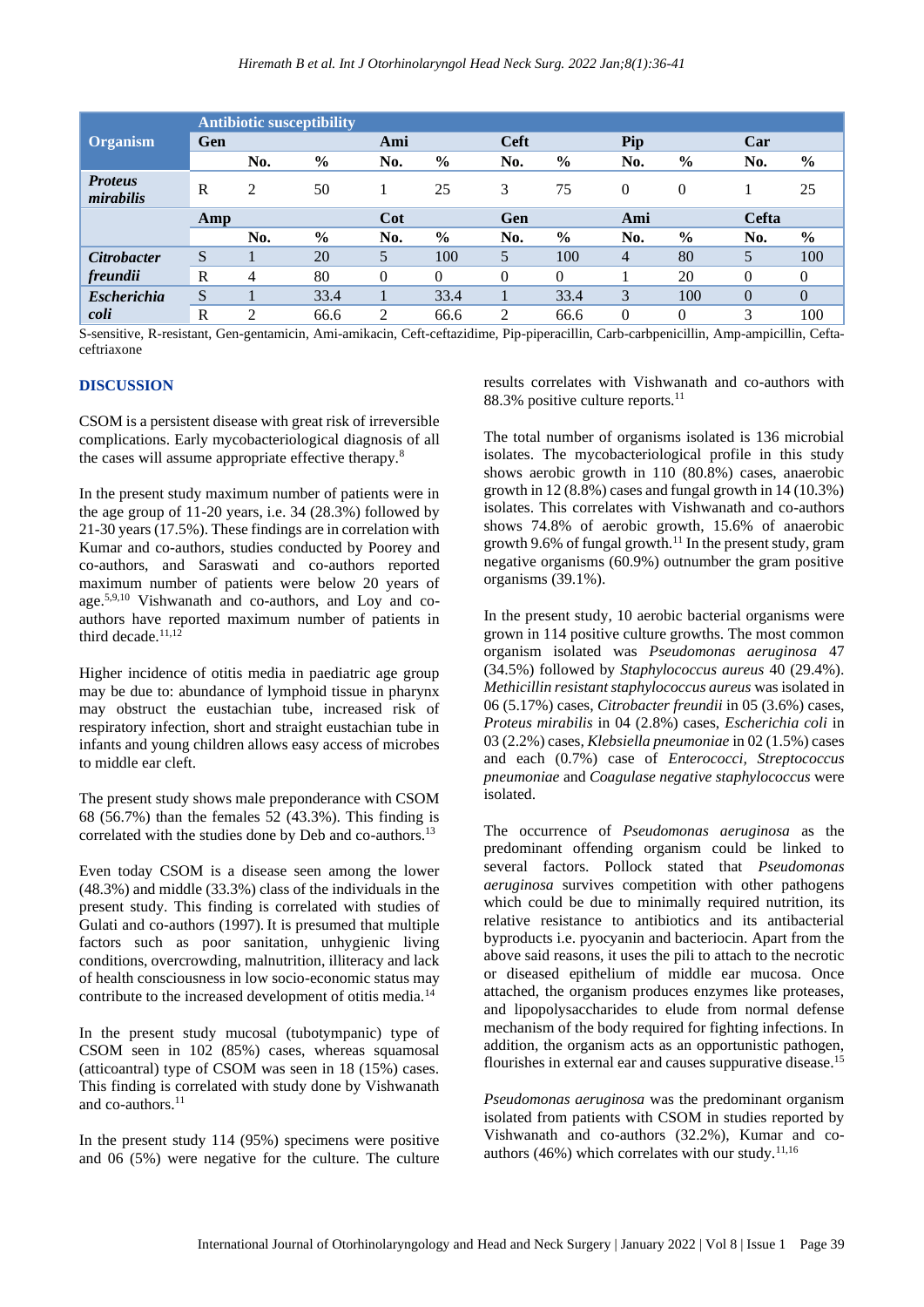| Organism | Antibiotic susceptibility | | | | | | | | | | |
|---|---|---|---|---|---|---|---|---|---|---|---|
| | **Gen** | | | **Ami** | | **Ceft** | | **Pip** | | **Car** | |
| | | **No.** | **%** | **No.** | **%** | **No.** | **%** | **No.** | **%** | **No.** | **%** |
| ***Proteus mirabilis*** | R | 2 | 50 | 1 | 25 | 3 | 75 | 0 | 0 | 1 | 25 |
| | **Amp** | | | **Cot** | | **Gen** | | **Ami** | | **Cefta** | |
| | | **No.** | **%** | **No.** | **%** | **No.** | **%** | **No.** | **%** | **No.** | **%** |
| ***Citrobacter freundii*** | S | 1 | 20 | 5 | 100 | 5 | 100 | 4 | 80 | 5 | 100 |
| | R | 4 | 80 | 0 | 0 | 0 | 0 | 1 | 20 | 0 | 0 |
| ***Escherichia coli*** | S | 1 | 33.4 | 1 | 33.4 | 1 | 33.4 | 3 | 100 | 0 | 0 |
| | R | 2 | 66.6 | 2 | 66.6 | 2 | 66.6 | 0 | 0 | 3 | 100 |

S-sensitive, R-resistant, Gen-gentamicin, Ami-amikacin, Ceft-ceftazidime, Pip-piperacillin, Carb-carbpenicillin, Amp-ampicillin, Cefta-ceftriaxone

## DISCUSSION

CSOM is a persistent disease with great risk of irreversible complications. Early mycobacteriological diagnosis of all the cases will assume appropriate effective therapy.[8]

In the present study maximum number of patients were in the age group of 11-20 years, i.e. 34 (28.3%) followed by 21-30 years (17.5%). These findings are in correlation with Kumar and co-authors, studies conducted by Poorey and co-authors, and Saraswati and co-authors reported maximum number of patients were below 20 years of age.[5,9,10] Vishwanath and co-authors, and Loy and co-authors have reported maximum number of patients in third decade.[11,12]

Higher incidence of otitis media in paediatric age group may be due to: abundance of lymphoid tissue in pharynx may obstruct the eustachian tube, increased risk of respiratory infection, short and straight eustachian tube in infants and young children allows easy access of microbes to middle ear cleft.

The present study shows male preponderance with CSOM 68 (56.7%) than the females 52 (43.3%). This finding is correlated with the studies done by Deb and co-authors.[13]

Even today CSOM is a disease seen among the lower (48.3%) and middle (33.3%) class of the individuals in the present study. This finding is correlated with studies of Gulati and co-authors (1997). It is presumed that multiple factors such as poor sanitation, unhygienic living conditions, overcrowding, malnutrition, illiteracy and lack of health consciousness in low socio-economic status may contribute to the increased development of otitis media.[14]

In the present study mucosal (tubotympanic) type of CSOM seen in 102 (85%) cases, whereas squamosal (atticoantral) type of CSOM was seen in 18 (15%) cases. This finding is correlated with study done by Vishwanath and co-authors.[11]

In the present study 114 (95%) specimens were positive and 06 (5%) were negative for the culture. The culture results correlates with Vishwanath and co-authors with 88.3% positive culture reports.[11]

The total number of organisms isolated is 136 microbial isolates. The mycobacteriological profile in this study shows aerobic growth in 110 (80.8%) cases, anaerobic growth in 12 (8.8%) cases and fungal growth in 14 (10.3%) isolates. This correlates with Vishwanath and co-authors shows 74.8% of aerobic growth, 15.6% of anaerobic growth 9.6% of fungal growth.[11] In the present study, gram negative organisms (60.9%) outnumber the gram positive organisms (39.1%).

In the present study, 10 aerobic bacterial organisms were grown in 114 positive culture growths. The most common organism isolated was *Pseudomonas aeruginosa* 47 (34.5%) followed by *Staphylococcus aureus* 40 (29.4%). *Methicillin resistant staphylococcus aureus* was isolated in 06 (5.17%) cases, *Citrobacter freundii* in 05 (3.6%) cases, *Proteus mirabilis* in 04 (2.8%) cases, *Escherichia coli* in 03 (2.2%) cases, *Klebsiella pneumoniae* in 02 (1.5%) cases and each (0.7%) case of *Enterococci, Streptococcus pneumoniae* and *Coagulase negative staphylococcus* were isolated.

The occurrence of *Pseudomonas aeruginosa* as the predominant offending organism could be linked to several factors. Pollock stated that *Pseudomonas aeruginosa* survives competition with other pathogens which could be due to minimally required nutrition, its relative resistance to antibiotics and its antibacterial byproducts i.e. pyocyanin and bacteriocin. Apart from the above said reasons, it uses the pili to attach to the necrotic or diseased epithelium of middle ear mucosa. Once attached, the organism produces enzymes like proteases, and lipopolysaccharides to elude from normal defense mechanism of the body required for fighting infections. In addition, the organism acts as an opportunistic pathogen, flourishes in external ear and causes suppurative disease.[15]

*Pseudomonas aeruginosa* was the predominant organism isolated from patients with CSOM in studies reported by Vishwanath and co-authors (32.2%), Kumar and co-authors (46%) which correlates with our study.[11,16]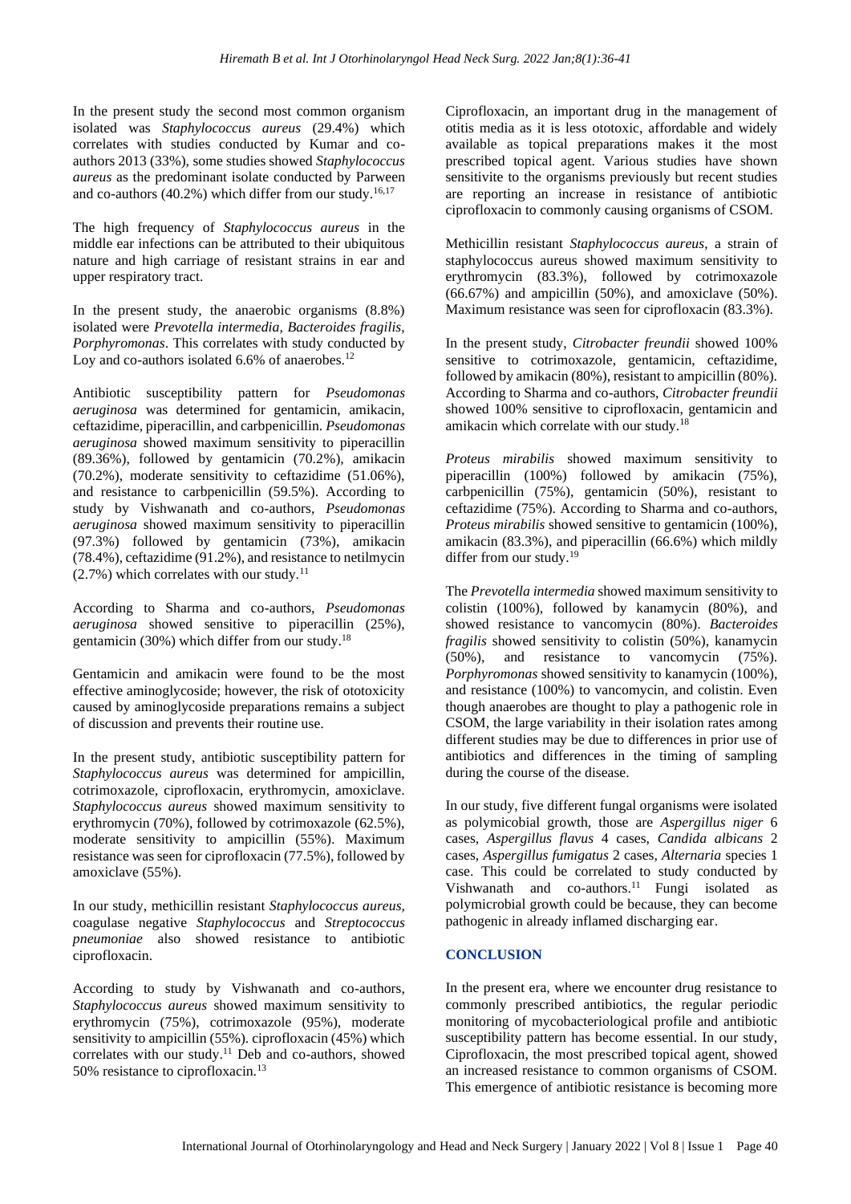In the present study the second most common organism isolated was *Staphylococcus aureus* (29.4%) which correlates with studies conducted by Kumar and co-authors 2013 (33%), some studies showed *Staphylococcus aureus* as the predominant isolate conducted by Parween and co-authors (40.2%) which differ from our study.[16,17]

The high frequency of *Staphylococcus aureus* in the middle ear infections can be attributed to their ubiquitous nature and high carriage of resistant strains in ear and upper respiratory tract.

In the present study, the anaerobic organisms (8.8%) isolated were *Prevotella intermedia, Bacteroides fragilis, Porphyromonas*. This correlates with study conducted by Loy and co-authors isolated 6.6% of anaerobes.[12]

Antibiotic susceptibility pattern for *Pseudomonas aeruginosa* was determined for gentamicin, amikacin, ceftazidime, piperacillin, and carbpenicillin. *Pseudomonas aeruginosa* showed maximum sensitivity to piperacillin (89.36%), followed by gentamicin (70.2%), amikacin (70.2%), moderate sensitivity to ceftazidime (51.06%), and resistance to carbpenicillin (59.5%). According to study by Vishwanath and co-authors, *Pseudomonas aeruginosa* showed maximum sensitivity to piperacillin (97.3%) followed by gentamicin (73%), amikacin (78.4%), ceftazidime (91.2%), and resistance to netilmycin (2.7%) which correlates with our study.[11]

According to Sharma and co-authors, *Pseudomonas aeruginosa* showed sensitive to piperacillin (25%), gentamicin (30%) which differ from our study.[18]

Gentamicin and amikacin were found to be the most effective aminoglycoside; however, the risk of ototoxicity caused by aminoglycoside preparations remains a subject of discussion and prevents their routine use.

In the present study, antibiotic susceptibility pattern for *Staphylococcus aureus* was determined for ampicillin, cotrimoxazole, ciprofloxacin, erythromycin, amoxiclave. *Staphylococcus aureus* showed maximum sensitivity to erythromycin (70%), followed by cotrimoxazole (62.5%), moderate sensitivity to ampicillin (55%). Maximum resistance was seen for ciprofloxacin (77.5%), followed by amoxiclave (55%).

In our study, methicillin resistant *Staphylococcus aureus*, coagulase negative *Staphylococcus* and *Streptococcus pneumoniae* also showed resistance to antibiotic ciprofloxacin.

According to study by Vishwanath and co-authors, *Staphylococcus aureus* showed maximum sensitivity to erythromycin (75%), cotrimoxazole (95%), moderate sensitivity to ampicillin (55%). ciprofloxacin (45%) which correlates with our study.[11] Deb and co-authors, showed 50% resistance to ciprofloxacin.[13]

Ciprofloxacin, an important drug in the management of otitis media as it is less ototoxic, affordable and widely available as topical preparations makes it the most prescribed topical agent. Various studies have shown sensitivite to the organisms previously but recent studies are reporting an increase in resistance of antibiotic ciprofloxacin to commonly causing organisms of CSOM.

Methicillin resistant *Staphylococcus aureus*, a strain of staphylococcus aureus showed maximum sensitivity to erythromycin (83.3%), followed by cotrimoxazole (66.67%) and ampicillin (50%), and amoxiclave (50%). Maximum resistance was seen for ciprofloxacin (83.3%).

In the present study, *Citrobacter freundii* showed 100% sensitive to cotrimoxazole, gentamicin, ceftazidime, followed by amikacin (80%), resistant to ampicillin (80%). According to Sharma and co-authors, *Citrobacter freundii* showed 100% sensitive to ciprofloxacin, gentamicin and amikacin which correlate with our study.[18]

*Proteus mirabilis* showed maximum sensitivity to piperacillin (100%) followed by amikacin (75%), carbpenicillin (75%), gentamicin (50%), resistant to ceftazidime (75%). According to Sharma and co-authors, *Proteus mirabilis* showed sensitive to gentamicin (100%), amikacin (83.3%), and piperacillin (66.6%) which mildly differ from our study.[19]

The *Prevotella intermedia* showed maximum sensitivity to colistin (100%), followed by kanamycin (80%), and showed resistance to vancomycin (80%). *Bacteroides fragilis* showed sensitivity to colistin (50%), kanamycin (50%), and resistance to vancomycin (75%). *Porphyromonas* showed sensitivity to kanamycin (100%), and resistance (100%) to vancomycin, and colistin. Even though anaerobes are thought to play a pathogenic role in CSOM, the large variability in their isolation rates among different studies may be due to differences in prior use of antibiotics and differences in the timing of sampling during the course of the disease.

In our study, five different fungal organisms were isolated as polymicobial growth, those are *Aspergillus niger* 6 cases, *Aspergillus flavus* 4 cases, *Candida albicans* 2 cases, *Aspergillus fumigatus* 2 cases, *Alternaria* species 1 case. This could be correlated to study conducted by Vishwanath and co-authors.[11] Fungi isolated as polymicrobial growth could be because, they can become pathogenic in already inflamed discharging ear.

## CONCLUSION

In the present era, where we encounter drug resistance to commonly prescribed antibiotics, the regular periodic monitoring of mycobacteriological profile and antibiotic susceptibility pattern has become essential. In our study, Ciprofloxacin, the most prescribed topical agent, showed an increased resistance to common organisms of CSOM. This emergence of antibiotic resistance is becoming more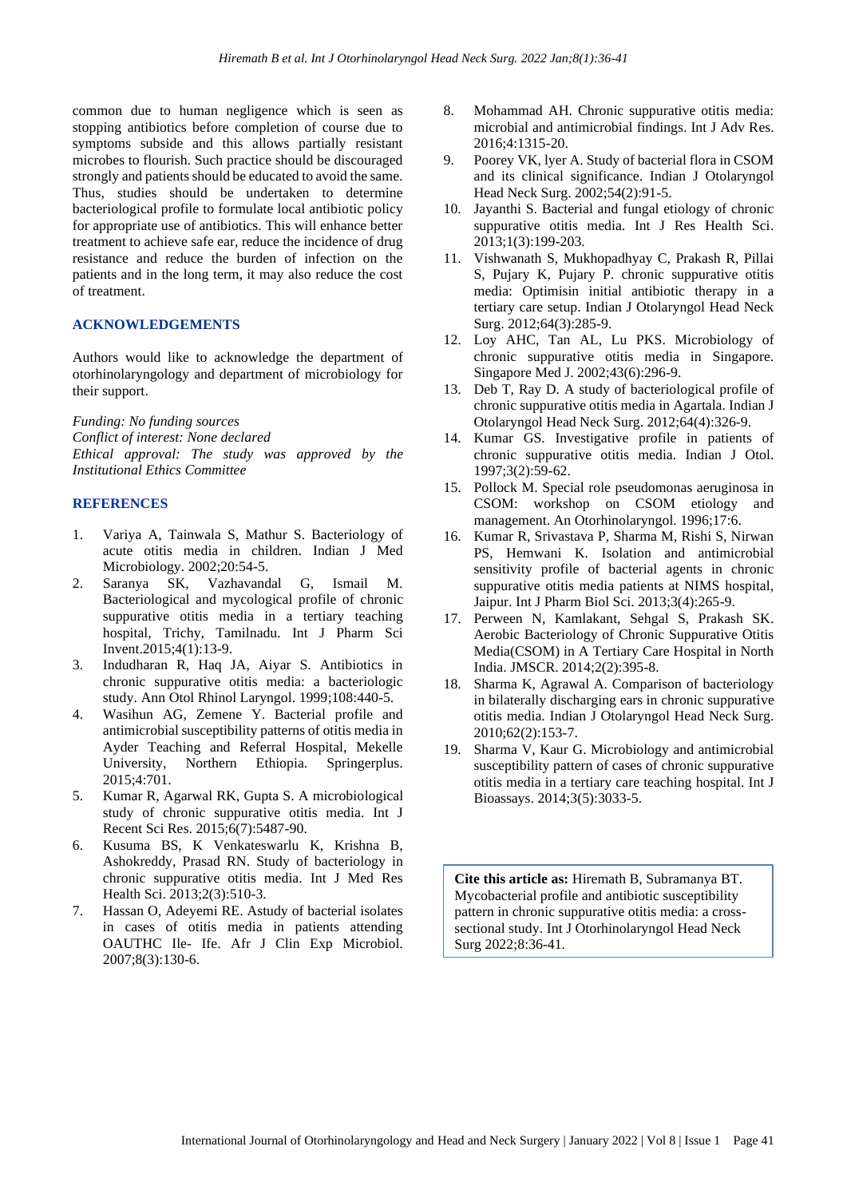common due to human negligence which is seen as stopping antibiotics before completion of course due to symptoms subside and this allows partially resistant microbes to flourish. Such practice should be discouraged strongly and patients should be educated to avoid the same. Thus, studies should be undertaken to determine bacteriological profile to formulate local antibiotic policy for appropriate use of antibiotics. This will enhance better treatment to achieve safe ear, reduce the incidence of drug resistance and reduce the burden of infection on the patients and in the long term, it may also reduce the cost of treatment.

## ACKNOWLEDGEMENTS

Authors would like to acknowledge the department of otorhinolaryngology and department of microbiology for their support.

*Funding: No funding sources*
*Conflict of interest: None declared*
*Ethical approval: The study was approved by the Institutional Ethics Committee*

## REFERENCES

1. Variya A, Tainwala S, Mathur S. Bacteriology of acute otitis media in children. Indian J Med Microbiology. 2002;20:54-5.
2. Saranya SK, Vazhavandal G, Ismail M. Bacteriological and mycological profile of chronic suppurative otitis media in a tertiary teaching hospital, Trichy, Tamilnadu. Int J Pharm Sci Invent.2015;4(1):13-9.
3. Indudharan R, Haq JA, Aiyar S. Antibiotics in chronic suppurative otitis media: a bacteriologic study. Ann Otol Rhinol Laryngol. 1999;108:440-5.
4. Wasihun AG, Zemene Y. Bacterial profile and antimicrobial susceptibility patterns of otitis media in Ayder Teaching and Referral Hospital, Mekelle University, Northern Ethiopia. Springerplus. 2015;4:701.
5. Kumar R, Agarwal RK, Gupta S. A microbiological study of chronic suppurative otitis media. Int J Recent Sci Res. 2015;6(7):5487-90.
6. Kusuma BS, K Venkateswarlu K, Krishna B, Ashokreddy, Prasad RN. Study of bacteriology in chronic suppurative otitis media. Int J Med Res Health Sci. 2013;2(3):510-3.
7. Hassan O, Adeyemi RE. Astudy of bacterial isolates in cases of otitis media in patients attending OAUTHC Ile- Ife. Afr J Clin Exp Microbiol. 2007;8(3):130-6.
8. Mohammad AH. Chronic suppurative otitis media: microbial and antimicrobial findings. Int J Adv Res. 2016;4:1315-20.
9. Poorey VK, Iyer A. Study of bacterial flora in CSOM and its clinical significance. Indian J Otolaryngol Head Neck Surg. 2002;54(2):91-5.
10. Jayanthi S. Bacterial and fungal etiology of chronic suppurative otitis media. Int J Res Health Sci. 2013;1(3):199-203.
11. Vishwanath S, Mukhopadhyay C, Prakash R, Pillai S, Pujary K, Pujary P. chronic suppurative otitis media: Optimisin initial antibiotic therapy in a tertiary care setup. Indian J Otolaryngol Head Neck Surg. 2012;64(3):285-9.
12. Loy AHC, Tan AL, Lu PKS. Microbiology of chronic suppurative otitis media in Singapore. Singapore Med J. 2002;43(6):296-9.
13. Deb T, Ray D. A study of bacteriological profile of chronic suppurative otitis media in Agartala. Indian J Otolaryngol Head Neck Surg. 2012;64(4):326-9.
14. Kumar GS. Investigative profile in patients of chronic suppurative otitis media. Indian J Otol. 1997;3(2):59-62.
15. Pollock M. Special role pseudomonas aeruginosa in CSOM: workshop on CSOM etiology and management. An Otorhinolaryngol. 1996;17:6.
16. Kumar R, Srivastava P, Sharma M, Rishi S, Nirwan PS, Hemwani K. Isolation and antimicrobial sensitivity profile of bacterial agents in chronic suppurative otitis media patients at NIMS hospital, Jaipur. Int J Pharm Biol Sci. 2013;3(4):265-9.
17. Perween N, Kamlakant, Sehgal S, Prakash SK. Aerobic Bacteriology of Chronic Suppurative Otitis Media(CSOM) in A Tertiary Care Hospital in North India. JMSCR. 2014;2(2):395-8.
18. Sharma K, Agrawal A. Comparison of bacteriology in bilaterally discharging ears in chronic suppurative otitis media. Indian J Otolaryngol Head Neck Surg. 2010;62(2):153-7.
19. Sharma V, Kaur G. Microbiology and antimicrobial susceptibility pattern of cases of chronic suppurative otitis media in a tertiary care teaching hospital. Int J Bioassays. 2014;3(5):3033-5.

**Cite this article as:** Hiremath B, Subramanya BT. Mycobacterial profile and antibiotic susceptibility pattern in chronic suppurative otitis media: a cross-sectional study. Int J Otorhinolaryngol Head Neck Surg 2022;8:36-41.